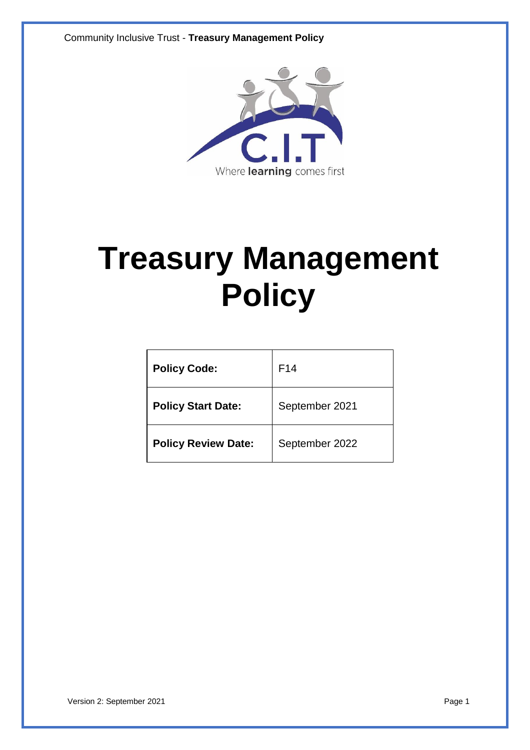C.I.T
Where **learning** comes first

# Treasury Management Policy

| **Policy Code:** | F14 |
|---|---|
| **Policy Start Date:** | September 2021 |
| **Policy Review Date:** | September 2022 |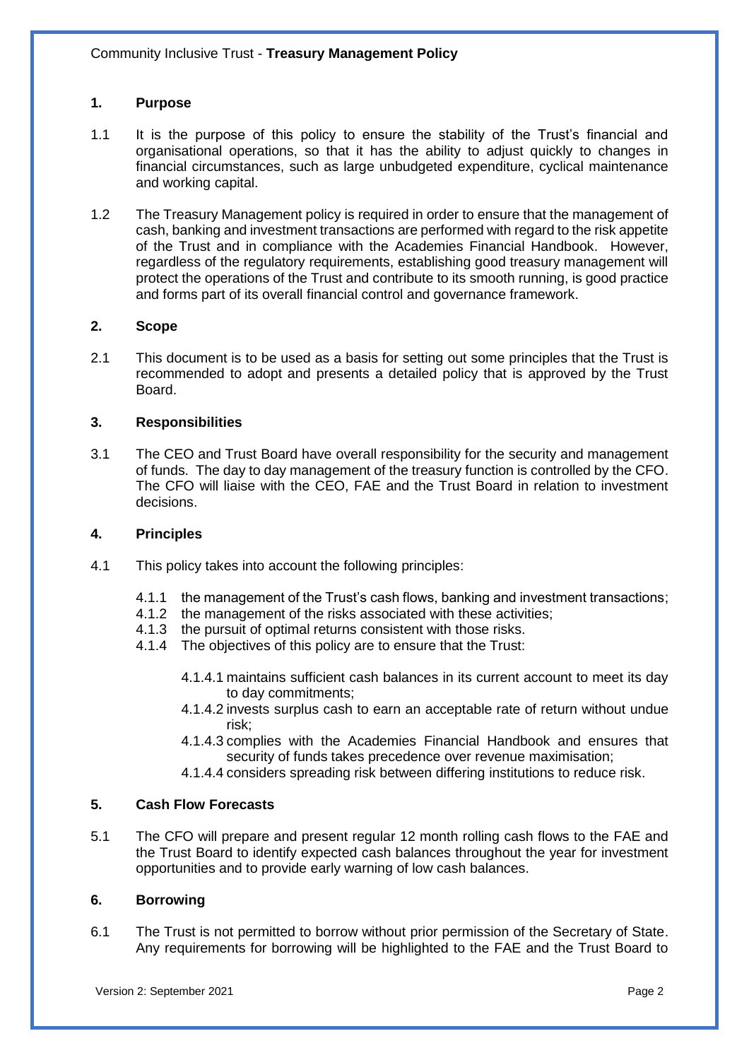## 1. Purpose

1.1 It is the purpose of this policy to ensure the stability of the Trust's financial and organisational operations, so that it has the ability to adjust quickly to changes in financial circumstances, such as large unbudgeted expenditure, cyclical maintenance and working capital.

1.2 The Treasury Management policy is required in order to ensure that the management of cash, banking and investment transactions are performed with regard to the risk appetite of the Trust and in compliance with the Academies Financial Handbook. However, regardless of the regulatory requirements, establishing good treasury management will protect the operations of the Trust and contribute to its smooth running, is good practice and forms part of its overall financial control and governance framework.

## 2. Scope

2.1 This document is to be used as a basis for setting out some principles that the Trust is recommended to adopt and presents a detailed policy that is approved by the Trust Board.

## 3. Responsibilities

3.1 The CEO and Trust Board have overall responsibility for the security and management of funds. The day to day management of the treasury function is controlled by the CFO. The CFO will liaise with the CEO, FAE and the Trust Board in relation to investment decisions.

## 4. Principles

4.1 This policy takes into account the following principles:

4.1.1 the management of the Trust's cash flows, banking and investment transactions;
4.1.2 the management of the risks associated with these activities;
4.1.3 the pursuit of optimal returns consistent with those risks.
4.1.4 The objectives of this policy are to ensure that the Trust:

4.1.4.1 maintains sufficient cash balances in its current account to meet its day to day commitments;
4.1.4.2 invests surplus cash to earn an acceptable rate of return without undue risk;
4.1.4.3 complies with the Academies Financial Handbook and ensures that security of funds takes precedence over revenue maximisation;
4.1.4.4 considers spreading risk between differing institutions to reduce risk.

## 5. Cash Flow Forecasts

5.1 The CFO will prepare and present regular 12 month rolling cash flows to the FAE and the Trust Board to identify expected cash balances throughout the year for investment opportunities and to provide early warning of low cash balances.

## 6. Borrowing

6.1 The Trust is not permitted to borrow without prior permission of the Secretary of State. Any requirements for borrowing will be highlighted to the FAE and the Trust Board to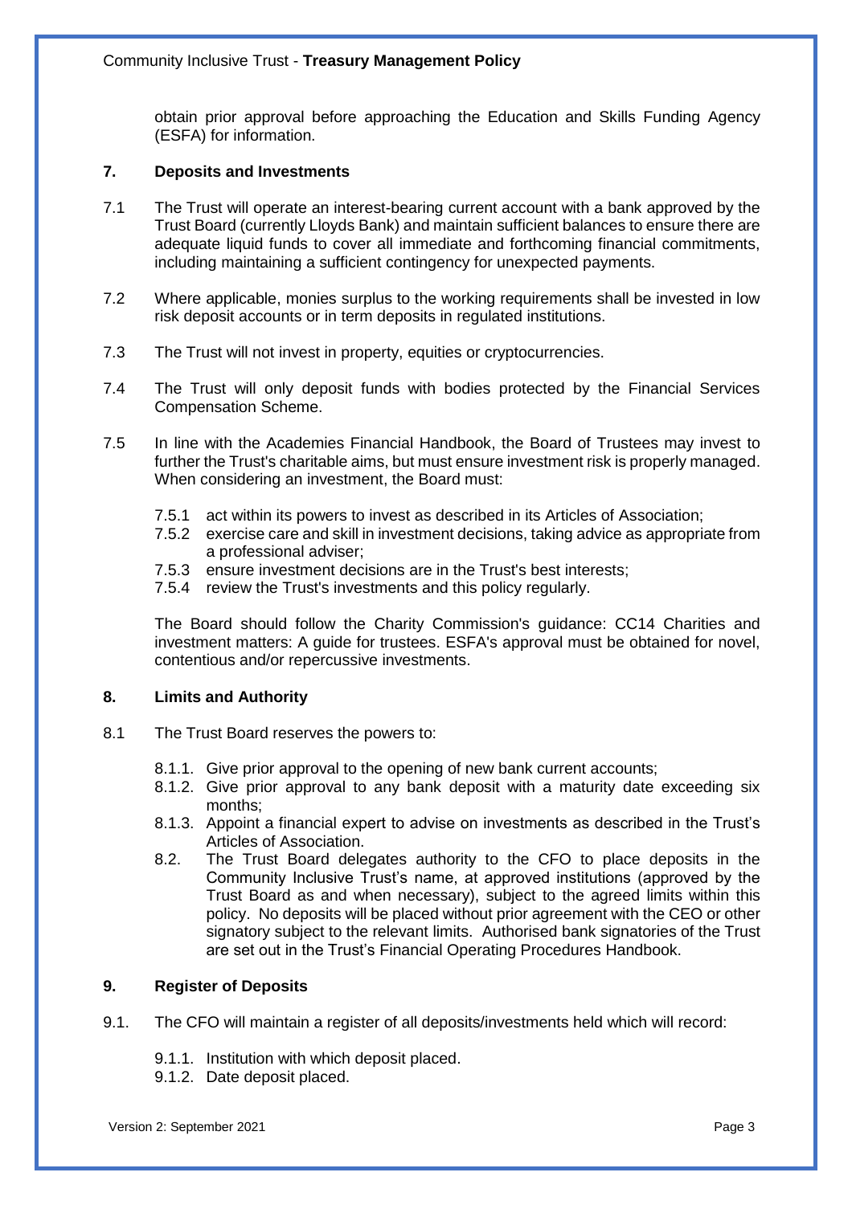obtain prior approval before approaching the Education and Skills Funding Agency (ESFA) for information.

## 7. Deposits and Investments

7.1 The Trust will operate an interest-bearing current account with a bank approved by the Trust Board (currently Lloyds Bank) and maintain sufficient balances to ensure there are adequate liquid funds to cover all immediate and forthcoming financial commitments, including maintaining a sufficient contingency for unexpected payments.

7.2 Where applicable, monies surplus to the working requirements shall be invested in low risk deposit accounts or in term deposits in regulated institutions.

7.3 The Trust will not invest in property, equities or cryptocurrencies.

7.4 The Trust will only deposit funds with bodies protected by the Financial Services Compensation Scheme.

7.5 In line with the Academies Financial Handbook, the Board of Trustees may invest to further the Trust's charitable aims, but must ensure investment risk is properly managed. When considering an investment, the Board must:

- 7.5.1 act within its powers to invest as described in its Articles of Association;
- 7.5.2 exercise care and skill in investment decisions, taking advice as appropriate from a professional adviser;
- 7.5.3 ensure investment decisions are in the Trust's best interests;
- 7.5.4 review the Trust's investments and this policy regularly.

The Board should follow the Charity Commission's guidance: CC14 Charities and investment matters: A guide for trustees. ESFA's approval must be obtained for novel, contentious and/or repercussive investments.

## 8. Limits and Authority

8.1 The Trust Board reserves the powers to:

- 8.1.1. Give prior approval to the opening of new bank current accounts;
- 8.1.2. Give prior approval to any bank deposit with a maturity date exceeding six months;
- 8.1.3. Appoint a financial expert to advise on investments as described in the Trust's Articles of Association.

8.2. The Trust Board delegates authority to the CFO to place deposits in the Community Inclusive Trust's name, at approved institutions (approved by the Trust Board as and when necessary), subject to the agreed limits within this policy. No deposits will be placed without prior agreement with the CEO or other signatory subject to the relevant limits. Authorised bank signatories of the Trust are set out in the Trust's Financial Operating Procedures Handbook.

## 9. Register of Deposits

9.1. The CFO will maintain a register of all deposits/investments held which will record:

- 9.1.1. Institution with which deposit placed.
- 9.1.2. Date deposit placed.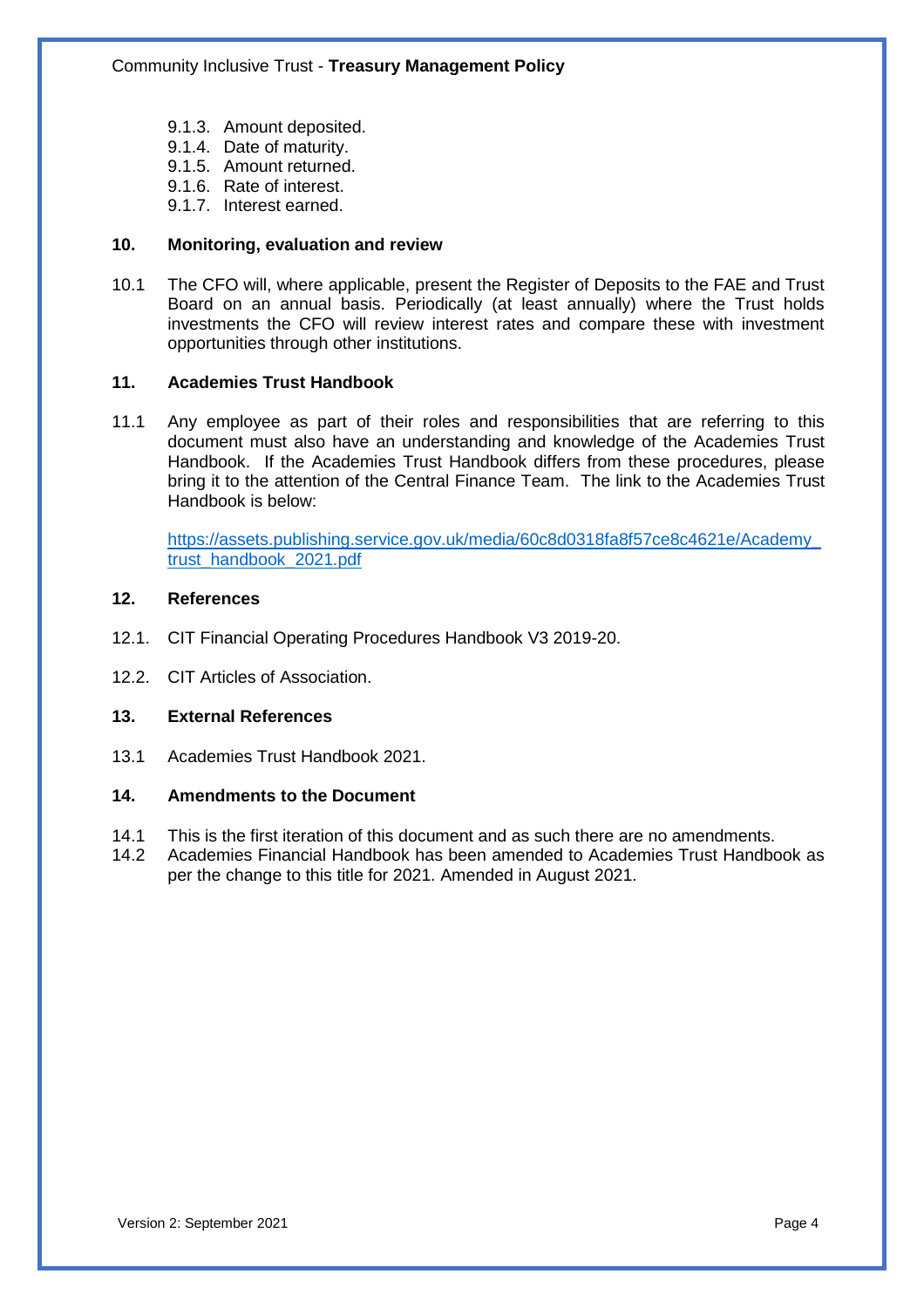9.1.3. Amount deposited.
9.1.4. Date of maturity.
9.1.5. Amount returned.
9.1.6. Rate of interest.
9.1.7. Interest earned.

## 10. Monitoring, evaluation and review

10.1 The CFO will, where applicable, present the Register of Deposits to the FAE and Trust Board on an annual basis. Periodically (at least annually) where the Trust holds investments the CFO will review interest rates and compare these with investment opportunities through other institutions.

## 11. Academies Trust Handbook

11.1 Any employee as part of their roles and responsibilities that are referring to this document must also have an understanding and knowledge of the Academies Trust Handbook. If the Academies Trust Handbook differs from these procedures, please bring it to the attention of the Central Finance Team. The link to the Academies Trust Handbook is below:

https://assets.publishing.service.gov.uk/media/60c8d0318fa8f57ce8c4621e/Academy_trust_handbook_2021.pdf

## 12. References

12.1. CIT Financial Operating Procedures Handbook V3 2019-20.

12.2. CIT Articles of Association.

## 13. External References

13.1 Academies Trust Handbook 2021.

## 14. Amendments to the Document

14.1 This is the first iteration of this document and as such there are no amendments.
14.2 Academies Financial Handbook has been amended to Academies Trust Handbook as per the change to this title for 2021. Amended in August 2021.